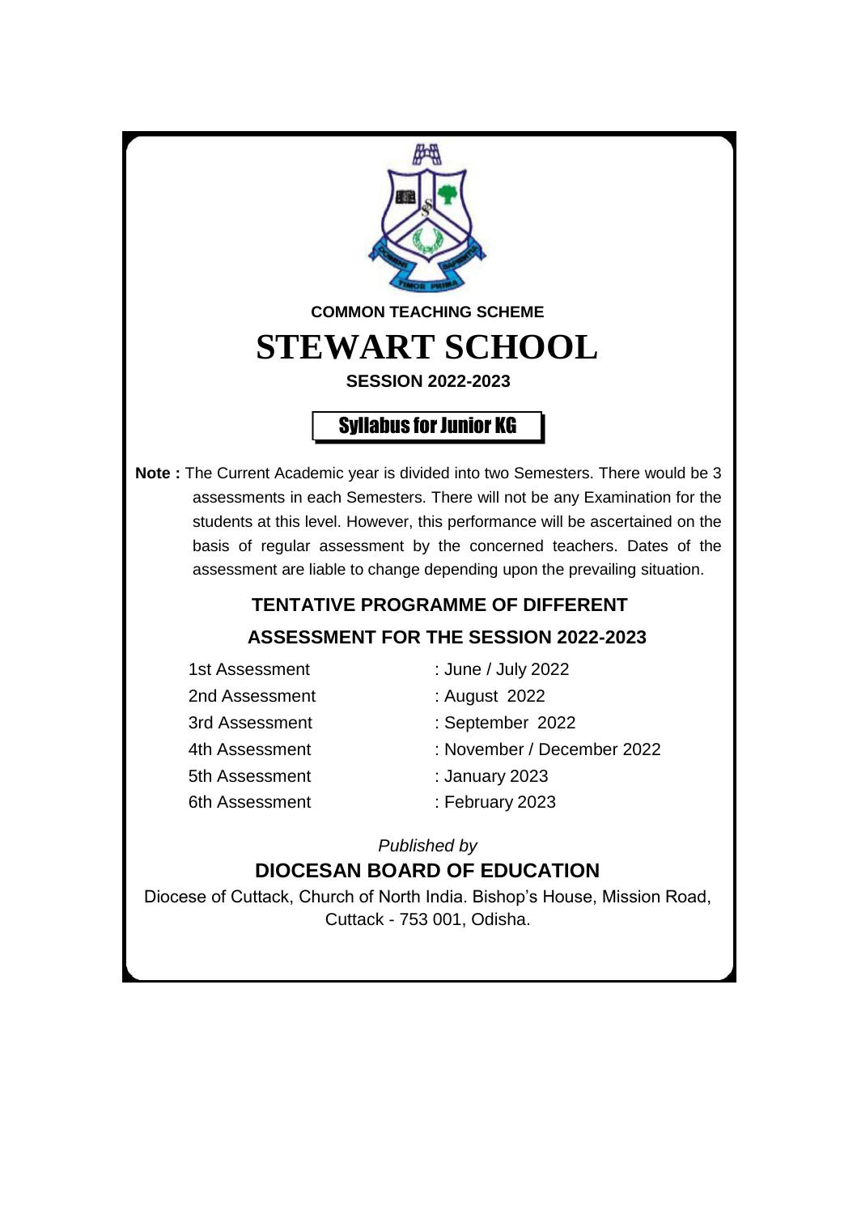**COMMON TEACHING SCHEME**

# STEWART SCHOOL

**SESSION 2022-2023**

## Syllabus for Junior KG

**Note :** The Current Academic year is divided into two Semesters. There would be 3 assessments in each Semesters. There will not be any Examination for the students at this level. However, this performance will be ascertained on the basis of regular assessment by the concerned teachers. Dates of the assessment are liable to change depending upon the prevailing situation.

### TENTATIVE PROGRAMME OF DIFFERENT ASSESSMENT FOR THE SESSION 2022-2023

| | |
|---|---|
| 1st Assessment | : June / July 2022 |
| 2nd Assessment | : August 2022 |
| 3rd Assessment | : September 2022 |
| 4th Assessment | : November / December 2022 |
| 5th Assessment | : January 2023 |
| 6th Assessment | : February 2023 |

*Published by*

**DIOCESAN BOARD OF EDUCATION**

Diocese of Cuttack, Church of North India. Bishop's House, Mission Road, Cuttack - 753 001, Odisha.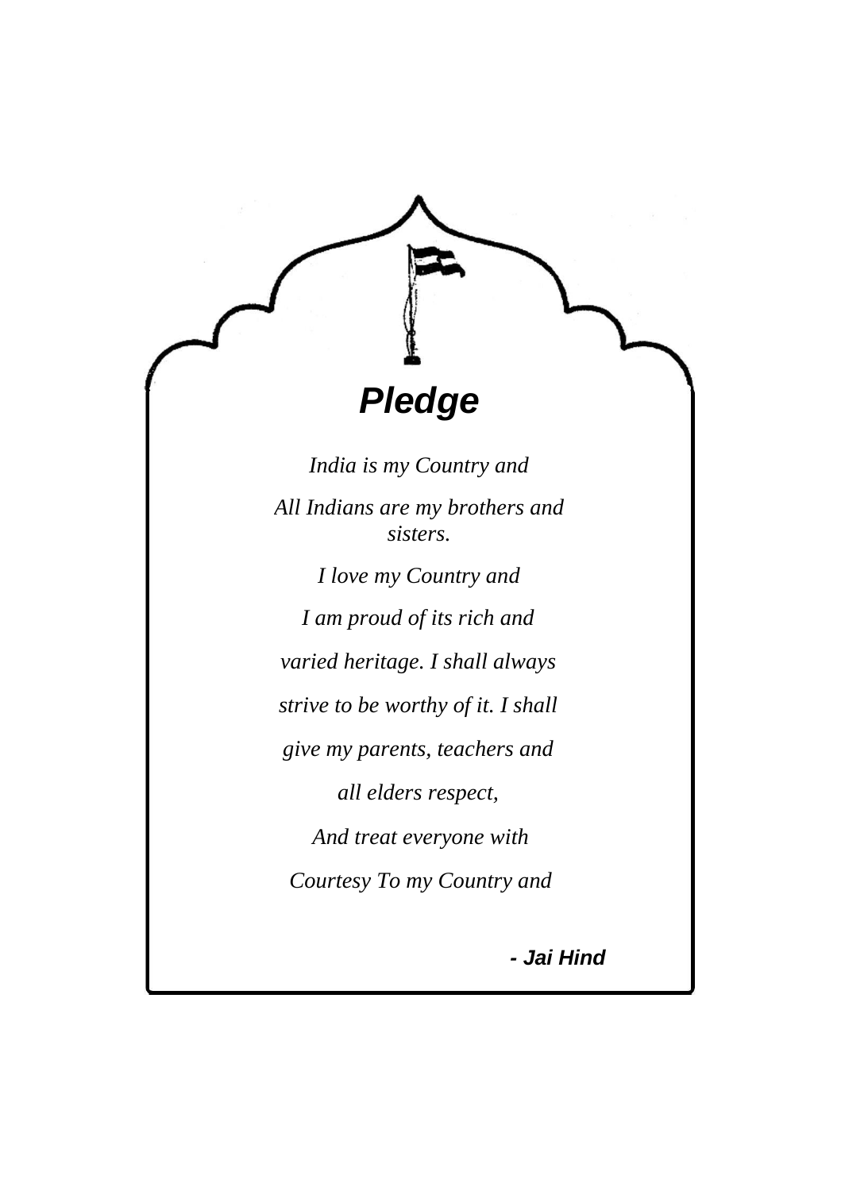# *Pledge*

*India is my Country and*

*All Indians are my brothers and sisters.*

*I love my Country and*

*I am proud of its rich and*

*varied heritage. I shall always*

*strive to be worthy of it. I shall*

*give my parents, teachers and*

*all elders respect,*

*And treat everyone with*

*Courtesy To my Country and*

***- Jai Hind***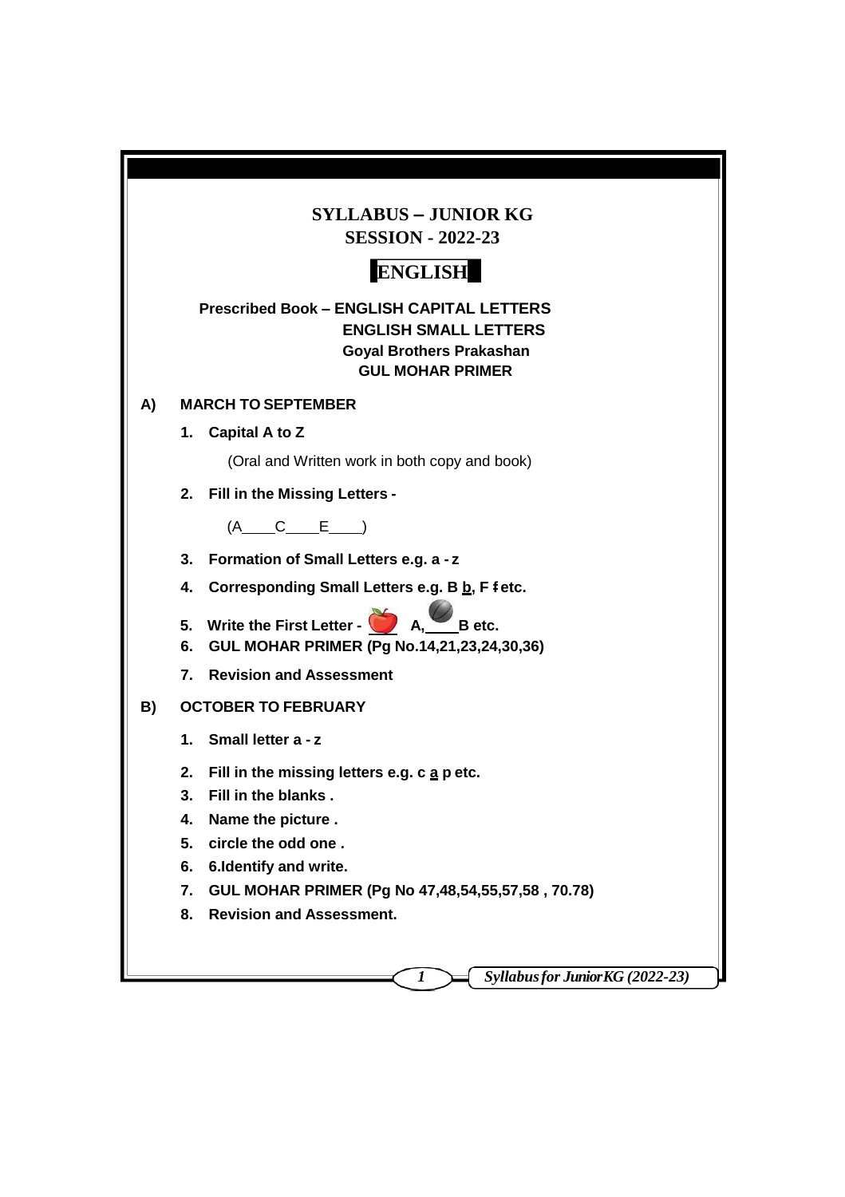# SYLLABUS – JUNIOR KG
## SESSION - 2022-23

## ENGLISH

**Prescribed Book – ENGLISH CAPITAL LETTERS**
**ENGLISH SMALL LETTERS**
**Goyal Brothers Prakashan**
**GUL MOHAR PRIMER**

**A) MARCH TO SEPTEMBER**

1. **Capital A to Z**

   (Oral and Written work in both copy and book)

2. **Fill in the Missing Letters -**

   (A____C____E____)

3. **Formation of Small Letters e.g. a - z**
4. **Corresponding Small Letters e.g. B b, F f etc.**
5. **Write the First Letter - ___ A, ___ B etc.**
6. **GUL MOHAR PRIMER (Pg No.14,21,23,24,30,36)**
7. **Revision and Assessment**

**B) OCTOBER TO FEBRUARY**

1. **Small letter a - z**
2. **Fill in the missing letters e.g. c a p etc.**
3. **Fill in the blanks .**
4. **Name the picture .**
5. **circle the odd one .**
6. **6.Identify and write.**
7. **GUL MOHAR PRIMER (Pg No 47,48,54,55,57,58 , 70.78)**
8. **Revision and Assessment.**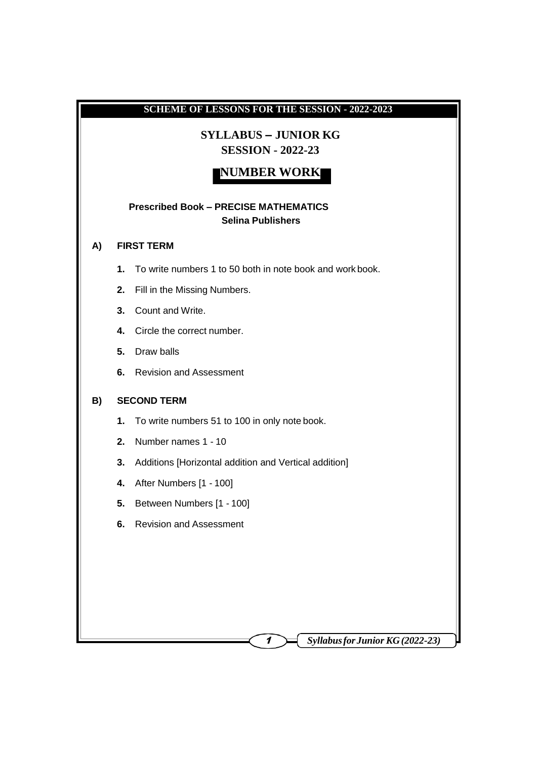## SCHEME OF LESSONS FOR THE SESSION - 2022-2023

# SYLLABUS – JUNIOR KG
## SESSION - 2022-23

## NUMBER WORK

**Prescribed Book – PRECISE MATHEMATICS**
**Selina Publishers**

### A) FIRST TERM

1. To write numbers 1 to 50 both in note book and work book.
2. Fill in the Missing Numbers.
3. Count and Write.
4. Circle the correct number.
5. Draw balls
6. Revision and Assessment

### B) SECOND TERM

1. To write numbers 51 to 100 in only note book.
2. Number names 1 - 10
3. Additions [Horizontal addition and Vertical addition]
4. After Numbers [1 - 100]
5. Between Numbers [1 - 100]
6. Revision and Assessment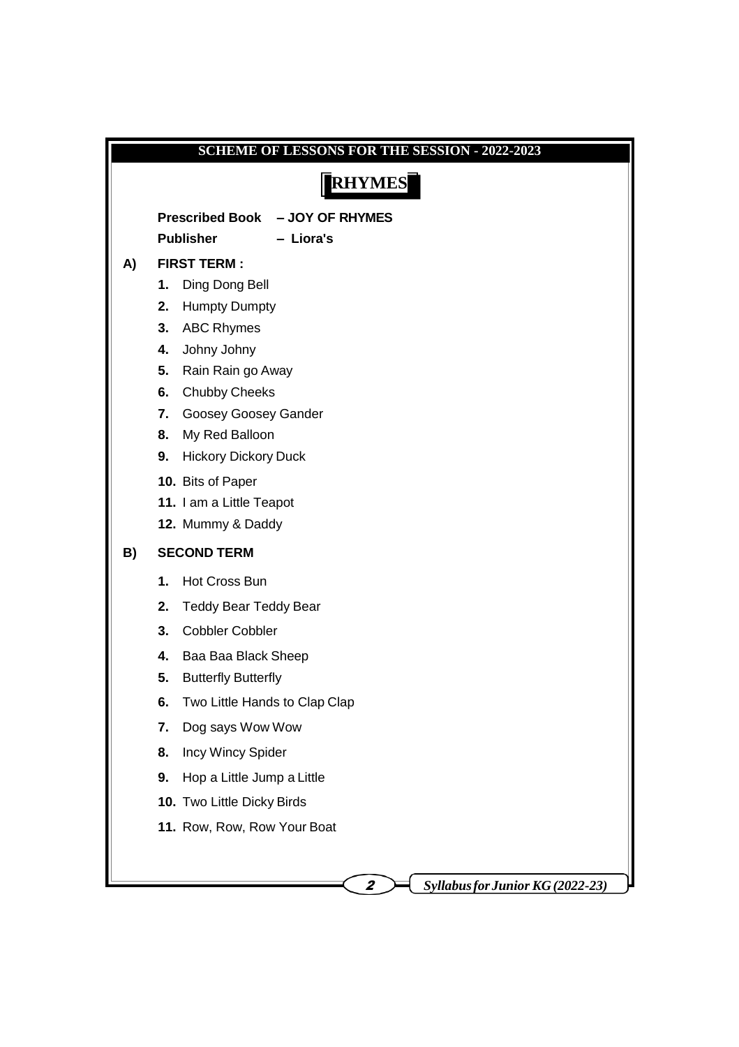## SCHEME OF LESSONS FOR THE SESSION - 2022-2023

# RHYMES

**Prescribed Book** – **JOY OF RHYMES**

**Publisher** – **Liora's**

**A) FIRST TERM :**

1. Ding Dong Bell
2. Humpty Dumpty
3. ABC Rhymes
4. Johny Johny
5. Rain Rain go Away
6. Chubby Cheeks
7. Goosey Goosey Gander
8. My Red Balloon
9. Hickory Dickory Duck
10. Bits of Paper
11. I am a Little Teapot
12. Mummy & Daddy

**B) SECOND TERM**

1. Hot Cross Bun
2. Teddy Bear Teddy Bear
3. Cobbler Cobbler
4. Baa Baa Black Sheep
5. Butterfly Butterfly
6. Two Little Hands to Clap Clap
7. Dog says Wow Wow
8. Incy Wincy Spider
9. Hop a Little Jump a Little
10. Two Little Dicky Birds
11. Row, Row, Row Your Boat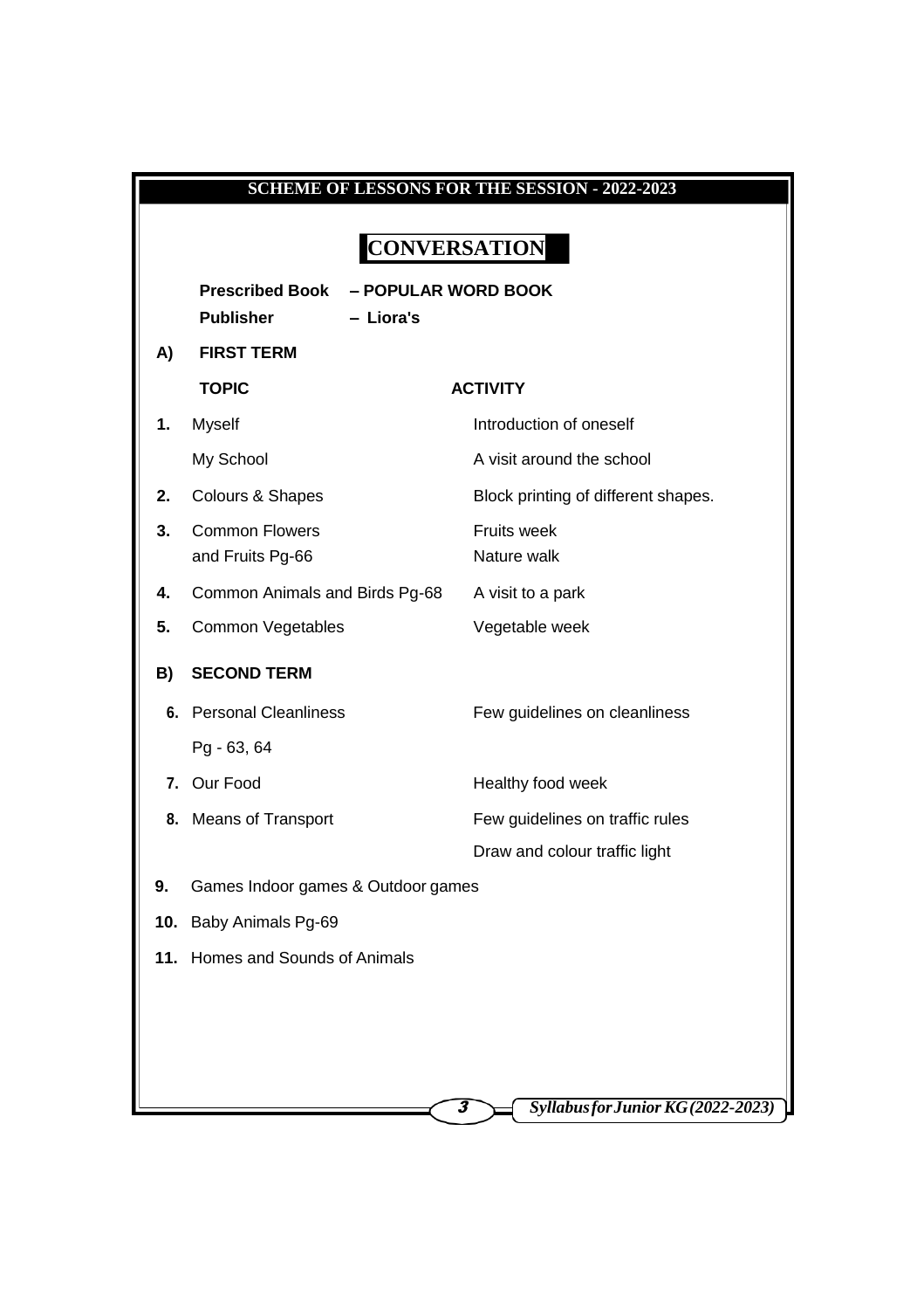## SCHEME OF LESSONS FOR THE SESSION - 2022-2023

# CONVERSATION

**Prescribed Book – POPULAR WORD BOOK**

**Publisher – Liora's**

**A) FIRST TERM**

| | TOPIC | ACTIVITY |
|---|---|---|
| **1.** | Myself | Introduction of oneself |
| | My School | A visit around the school |
| **2.** | Colours & Shapes | Block printing of different shapes. |
| **3.** | Common Flowers and Fruits Pg-66 | Fruits week<br>Nature walk |
| **4.** | Common Animals and Birds Pg-68 | A visit to a park |
| **5.** | Common Vegetables | Vegetable week |

**B) SECOND TERM**

| | TOPIC | ACTIVITY |
|---|---|---|
| **6.** | Personal Cleanliness Pg - 63, 64 | Few guidelines on cleanliness |
| **7.** | Our Food | Healthy food week |
| **8.** | Means of Transport | Few guidelines on traffic rules<br>Draw and colour traffic light |
| **9.** | Games Indoor games & Outdoor games | |
| **10.** | Baby Animals Pg-69 | |
| **11.** | Homes and Sounds of Animals | |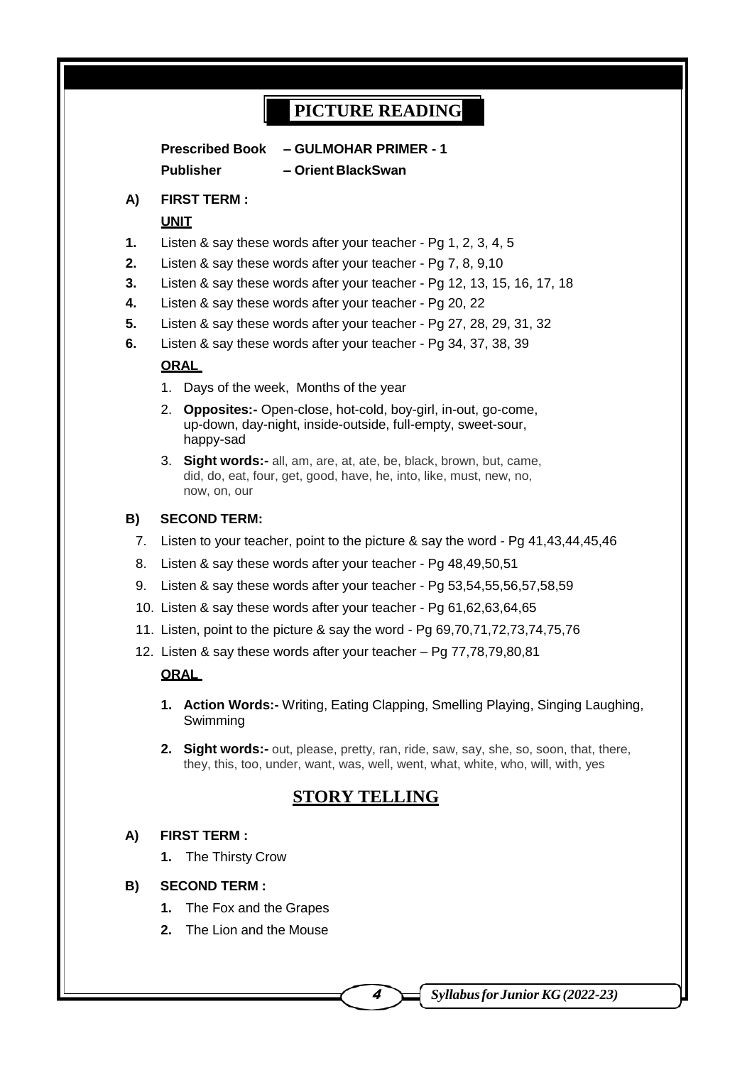# PICTURE READING

**Prescribed Book – GULMOHAR PRIMER - 1**

**Publisher – Orient BlackSwan**

## A) FIRST TERM :

**UNIT**

1. Listen & say these words after your teacher - Pg 1, 2, 3, 4, 5
2. Listen & say these words after your teacher - Pg 7, 8, 9,10
3. Listen & say these words after your teacher - Pg 12, 13, 15, 16, 17, 18
4. Listen & say these words after your teacher - Pg 20, 22
5. Listen & say these words after your teacher - Pg 27, 28, 29, 31, 32
6. Listen & say these words after your teacher - Pg 34, 37, 38, 39

**ORAL**

1. Days of the week, Months of the year
2. **Opposites:-** Open-close, hot-cold, boy-girl, in-out, go-come, up-down, day-night, inside-outside, full-empty, sweet-sour, happy-sad
3. **Sight words:-** all, am, are, at, ate, be, black, brown, but, came, did, do, eat, four, get, good, have, he, into, like, must, new, no, now, on, our

## B) SECOND TERM:

7. Listen to your teacher, point to the picture & say the word - Pg 41,43,44,45,46
8. Listen & say these words after your teacher - Pg 48,49,50,51
9. Listen & say these words after your teacher - Pg 53,54,55,56,57,58,59
10. Listen & say these words after your teacher - Pg 61,62,63,64,65
11. Listen, point to the picture & say the word - Pg 69,70,71,72,73,74,75,76
12. Listen & say these words after your teacher – Pg 77,78,79,80,81

**ORAL**

1. **Action Words:-** Writing, Eating Clapping, Smelling Playing, Singing Laughing, Swimming
2. **Sight words:-** out, please, pretty, ran, ride, saw, say, she, so, soon, that, there, they, this, too, under, want, was, well, went, what, white, who, will, with, yes

# STORY TELLING

## A) FIRST TERM :

1. The Thirsty Crow

## B) SECOND TERM :

1. The Fox and the Grapes
2. The Lion and the Mouse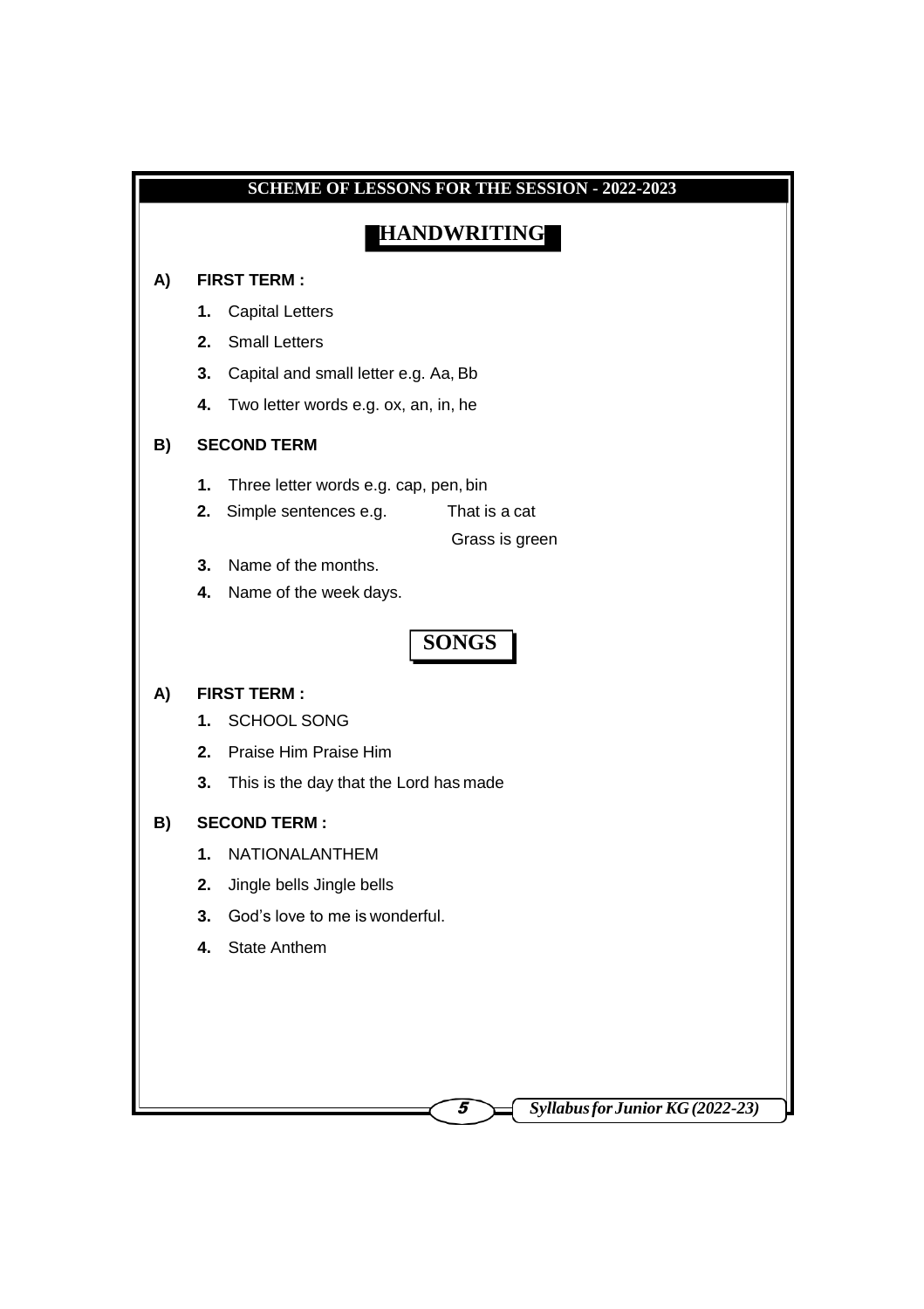# SCHEME OF LESSONS FOR THE SESSION - 2022-2023

## HANDWRITING

**A) FIRST TERM :**

1. Capital Letters
2. Small Letters
3. Capital and small letter e.g. Aa, Bb
4. Two letter words e.g. ox, an, in, he

**B) SECOND TERM**

1. Three letter words e.g. cap, pen, bin
2. Simple sentences e.g. That is a cat
   Grass is green
3. Name of the months.
4. Name of the week days.

## SONGS

**A) FIRST TERM :**

1. SCHOOL SONG
2. Praise Him Praise Him
3. This is the day that the Lord has made

**B) SECOND TERM :**

1. NATIONALANTHEM
2. Jingle bells Jingle bells
3. God's love to me is wonderful.
4. State Anthem